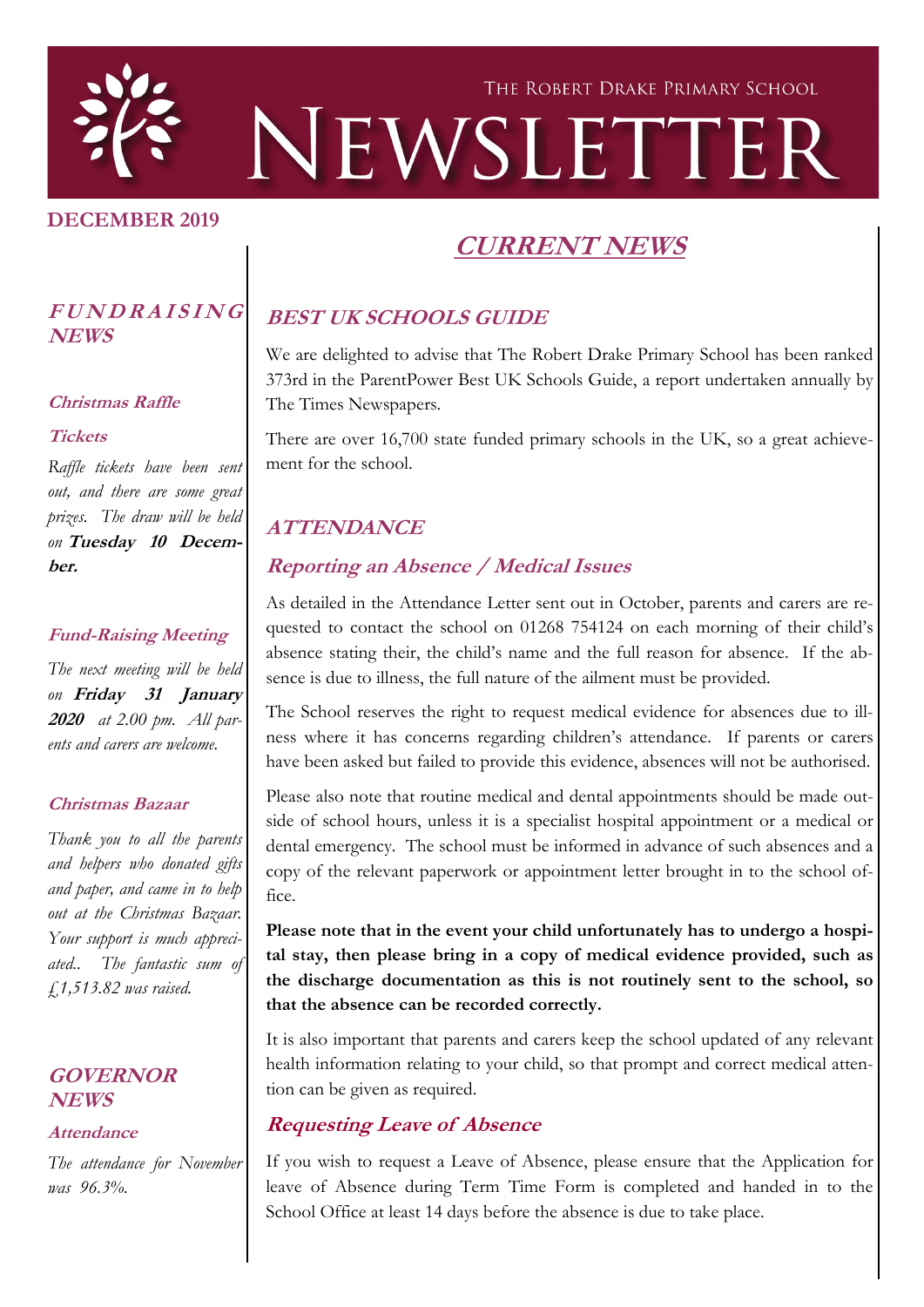THE ROBERT DRAKE PRIMARY SCHOOL

# NEWSLETTER

**DECEMBER 2019**

## CURRENT NEWS

### BEST UK SCHOOLS GUIDE

We are delighted to advise that The Robert Drake Primary School has been ranked 373rd in the ParentPower Best UK Schools Guide, a report undertaken annually by The Times Newspapers.

There are over 16,700 state funded primary schools in the UK, so a great achievement for the school.

### ATTENDANCE

#### Reporting an Absence / Medical Issues

As detailed in the Attendance Letter sent out in October, parents and carers are requested to contact the school on 01268 754124 on each morning of their child's absence stating their, the child's name and the full reason for absence. If the absence is due to illness, the full nature of the ailment must be provided.

The School reserves the right to request medical evidence for absences due to illness where it has concerns regarding children's attendance. If parents or carers have been asked but failed to provide this evidence, absences will not be authorised.

Please also note that routine medical and dental appointments should be made outside of school hours, unless it is a specialist hospital appointment or a medical or dental emergency. The school must be informed in advance of such absences and a copy of the relevant paperwork or appointment letter brought in to the school office.

**Please note that in the event your child unfortunately has to undergo a hospital stay, then please bring in a copy of medical evidence provided, such as the discharge documentation as this is not routinely sent to the school, so that the absence can be recorded correctly.**

It is also important that parents and carers keep the school updated of any relevant health information relating to your child, so that prompt and correct medical attention can be given as required.

#### Requesting Leave of Absence

If you wish to request a Leave of Absence, please ensure that the Application for leave of Absence during Term Time Form is completed and handed in to the School Office at least 14 days before the absence is due to take place.

### FUNDRAISING NEWS

#### Christmas Raffle Tickets

*Raffle tickets have been sent out, and there are some great prizes. The draw will be held on* **Tuesday 10 December.**

#### Fund-Raising Meeting

*The next meeting will be held on* ***Friday 31 January 2020*** *at 2.00 pm. All parents and carers are welcome.*

#### Christmas Bazaar

*Thank you to all the parents and helpers who donated gifts and paper, and came in to help out at the Christmas Bazaar. Your support is much appreciated.. The fantastic sum of £1,513.82 was raised.*

### GOVERNOR NEWS

#### Attendance

*The attendance for November was 96.3%.*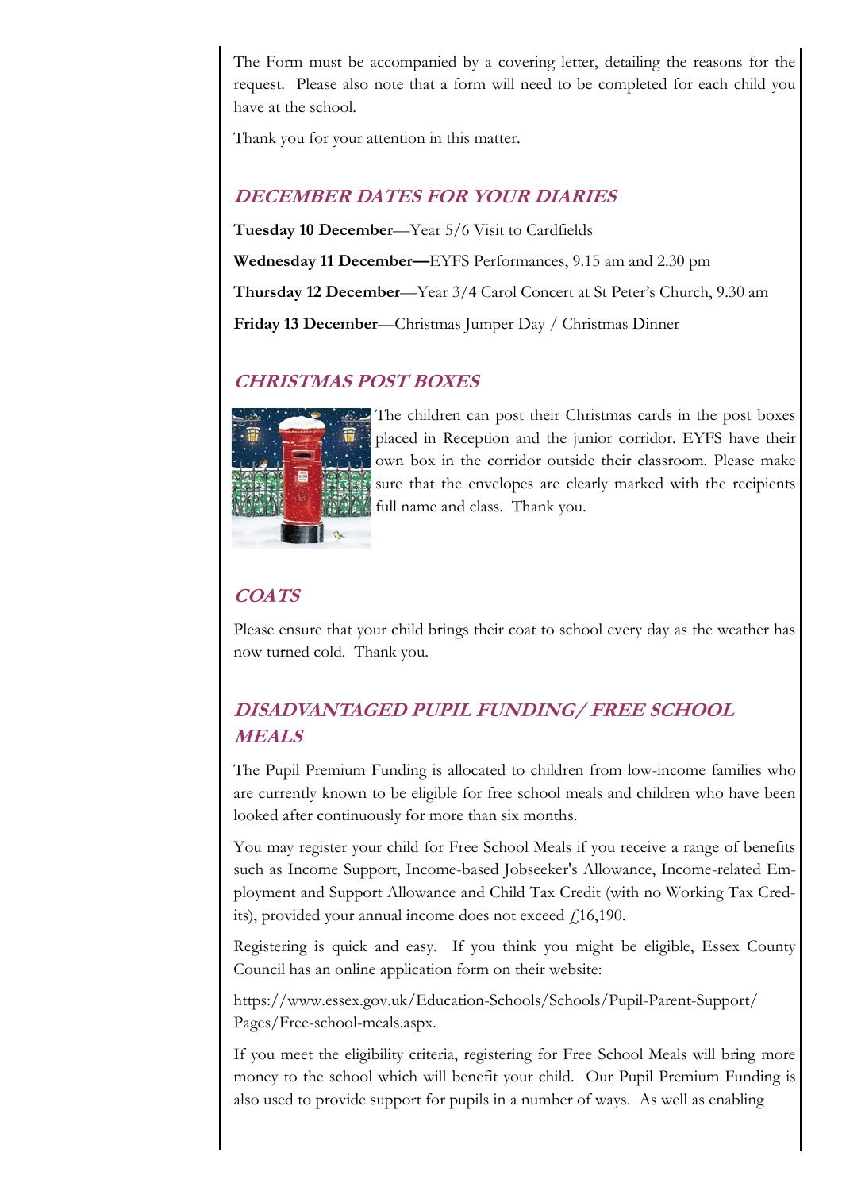The Form must be accompanied by a covering letter, detailing the reasons for the request. Please also note that a form will need to be completed for each child you have at the school.

Thank you for your attention in this matter.

## *DECEMBER DATES FOR YOUR DIARIES*

**Tuesday 10 December**—Year 5/6 Visit to Cardfields

**Wednesday 11 December—**EYFS Performances, 9.15 am and 2.30 pm

**Thursday 12 December**—Year 3/4 Carol Concert at St Peter's Church, 9.30 am

**Friday 13 December**—Christmas Jumper Day / Christmas Dinner

## *CHRISTMAS POST BOXES*

The children can post their Christmas cards in the post boxes placed in Reception and the junior corridor. EYFS have their own box in the corridor outside their classroom. Please make sure that the envelopes are clearly marked with the recipients full name and class. Thank you.

## *COATS*

Please ensure that your child brings their coat to school every day as the weather has now turned cold. Thank you.

## *DISADVANTAGED PUPIL FUNDING/ FREE SCHOOL MEALS*

The Pupil Premium Funding is allocated to children from low-income families who are currently known to be eligible for free school meals and children who have been looked after continuously for more than six months.

You may register your child for Free School Meals if you receive a range of benefits such as Income Support, Income-based Jobseeker's Allowance, Income-related Employment and Support Allowance and Child Tax Credit (with no Working Tax Credits), provided your annual income does not exceed £16,190.

Registering is quick and easy. If you think you might be eligible, Essex County Council has an online application form on their website:

https://www.essex.gov.uk/Education-Schools/Schools/Pupil-Parent-Support/Pages/Free-school-meals.aspx.

If you meet the eligibility criteria, registering for Free School Meals will bring more money to the school which will benefit your child. Our Pupil Premium Funding is also used to provide support for pupils in a number of ways. As well as enabling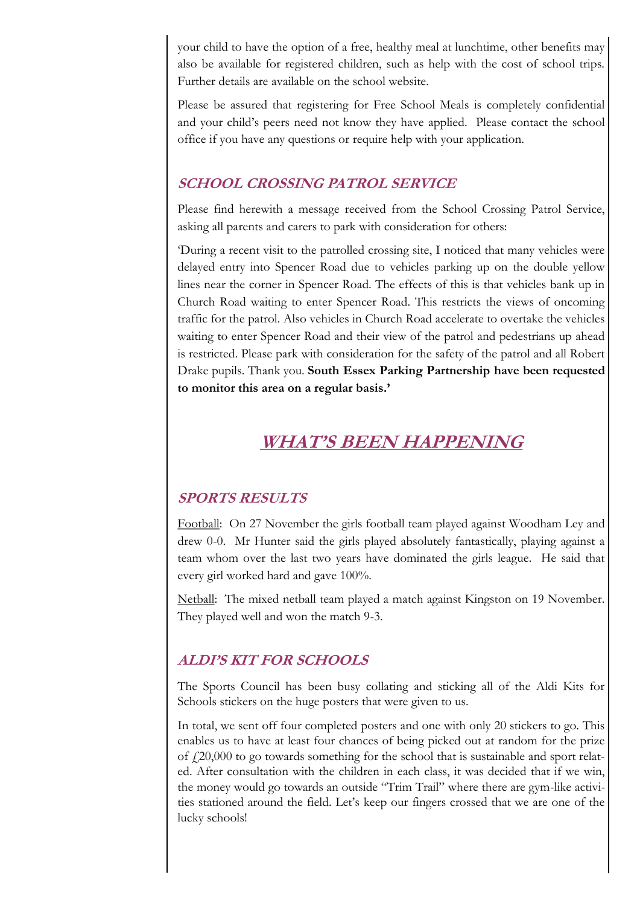your child to have the option of a free, healthy meal at lunchtime, other benefits may also be available for registered children, such as help with the cost of school trips. Further details are available on the school website.

Please be assured that registering for Free School Meals is completely confidential and your child's peers need not know they have applied. Please contact the school office if you have any questions or require help with your application.

### SCHOOL CROSSING PATROL SERVICE

Please find herewith a message received from the School Crossing Patrol Service, asking all parents and carers to park with consideration for others:

'During a recent visit to the patrolled crossing site, I noticed that many vehicles were delayed entry into Spencer Road due to vehicles parking up on the double yellow lines near the corner in Spencer Road. The effects of this is that vehicles bank up in Church Road waiting to enter Spencer Road. This restricts the views of oncoming traffic for the patrol. Also vehicles in Church Road accelerate to overtake the vehicles waiting to enter Spencer Road and their view of the patrol and pedestrians up ahead is restricted. Please park with consideration for the safety of the patrol and all Robert Drake pupils. Thank you. **South Essex Parking Partnership have been requested to monitor this area on a regular basis.'**

## WHAT'S BEEN HAPPENING

### SPORTS RESULTS

Football: On 27 November the girls football team played against Woodham Ley and drew 0-0. Mr Hunter said the girls played absolutely fantastically, playing against a team whom over the last two years have dominated the girls league. He said that every girl worked hard and gave 100%.

Netball: The mixed netball team played a match against Kingston on 19 November. They played well and won the match 9-3.

### ALDI'S KIT FOR SCHOOLS

The Sports Council has been busy collating and sticking all of the Aldi Kits for Schools stickers on the huge posters that were given to us.

In total, we sent off four completed posters and one with only 20 stickers to go. This enables us to have at least four chances of being picked out at random for the prize of £20,000 to go towards something for the school that is sustainable and sport related. After consultation with the children in each class, it was decided that if we win, the money would go towards an outside "Trim Trail" where there are gym-like activities stationed around the field. Let's keep our fingers crossed that we are one of the lucky schools!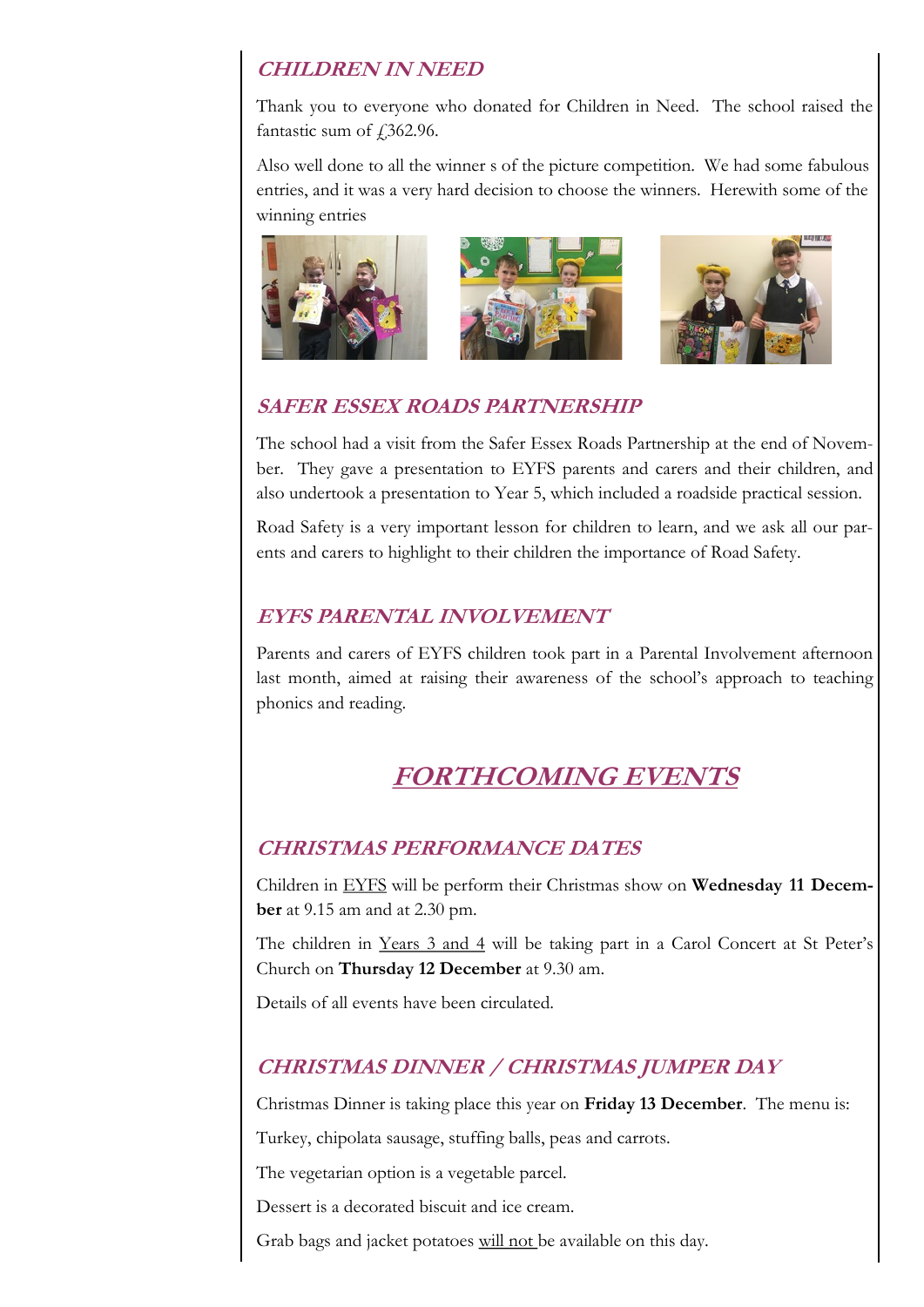## *CHILDREN IN NEED*

Thank you to everyone who donated for Children in Need. The school raised the fantastic sum of £362.96.

Also well done to all the winner s of the picture competition. We had some fabulous entries, and it was a very hard decision to choose the winners. Herewith some of the winning entries

## *SAFER ESSEX ROADS PARTNERSHIP*

The school had a visit from the Safer Essex Roads Partnership at the end of November. They gave a presentation to EYFS parents and carers and their children, and also undertook a presentation to Year 5, which included a roadside practical session.

Road Safety is a very important lesson for children to learn, and we ask all our parents and carers to highlight to their children the importance of Road Safety.

## *EYFS PARENTAL INVOLVEMENT*

Parents and carers of EYFS children took part in a Parental Involvement afternoon last month, aimed at raising their awareness of the school's approach to teaching phonics and reading.

# *FORTHCOMING EVENTS*

## *CHRISTMAS PERFORMANCE DATES*

Children in EYFS will be perform their Christmas show on **Wednesday 11 December** at 9.15 am and at 2.30 pm.

The children in Years 3 and 4 will be taking part in a Carol Concert at St Peter's Church on **Thursday 12 December** at 9.30 am.

Details of all events have been circulated.

## *CHRISTMAS DINNER / CHRISTMAS JUMPER DAY*

Christmas Dinner is taking place this year on **Friday 13 December**. The menu is:

Turkey, chipolata sausage, stuffing balls, peas and carrots.

The vegetarian option is a vegetable parcel.

Dessert is a decorated biscuit and ice cream.

Grab bags and jacket potatoes will not be available on this day.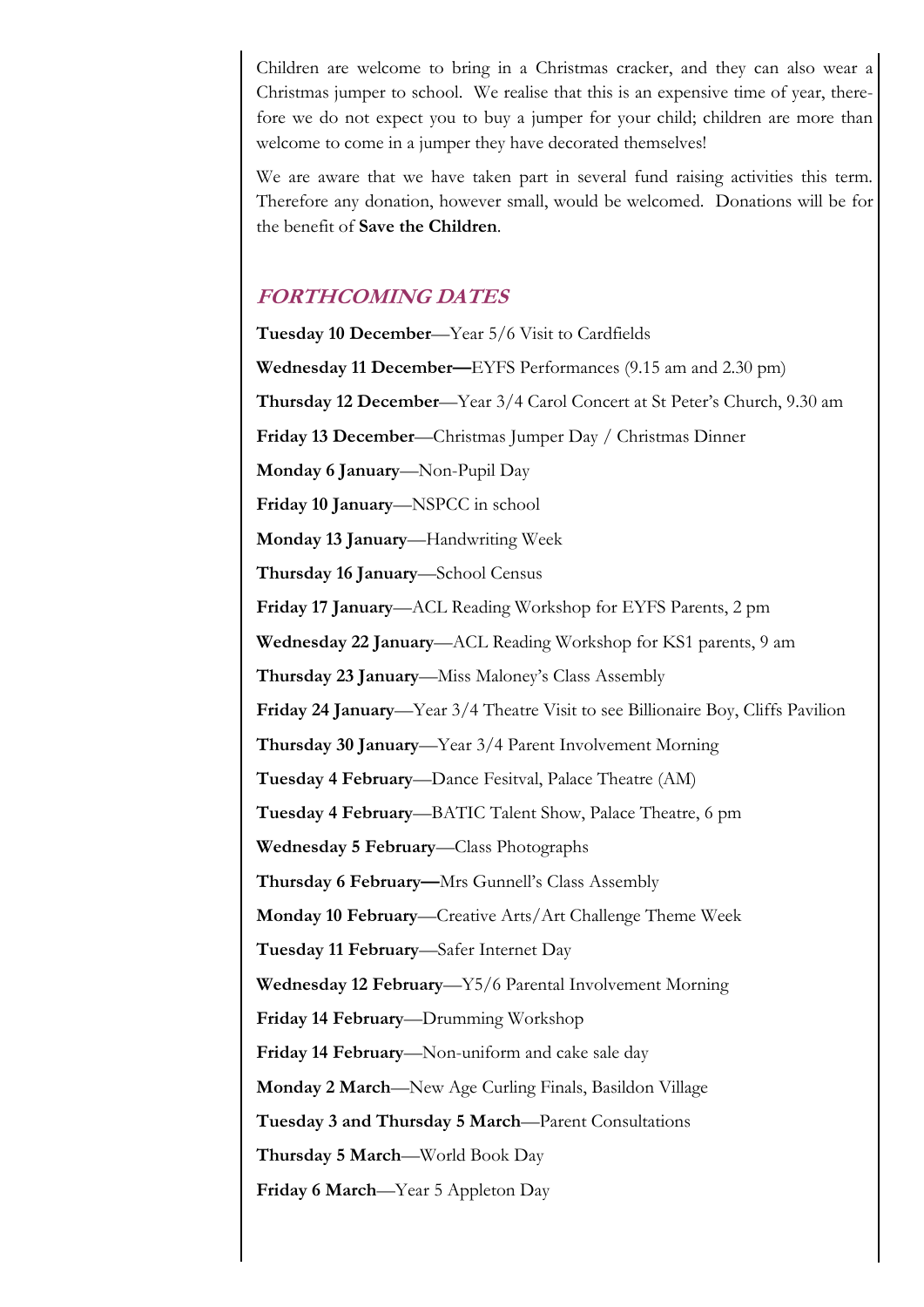Children are welcome to bring in a Christmas cracker, and they can also wear a Christmas jumper to school. We realise that this is an expensive time of year, therefore we do not expect you to buy a jumper for your child; children are more than welcome to come in a jumper they have decorated themselves!

We are aware that we have taken part in several fund raising activities this term. Therefore any donation, however small, would be welcomed. Donations will be for the benefit of **Save the Children**.

## *FORTHCOMING DATES*

**Tuesday 10 December**—Year 5/6 Visit to Cardfields

**Wednesday 11 December—**EYFS Performances (9.15 am and 2.30 pm)

**Thursday 12 December**—Year 3/4 Carol Concert at St Peter's Church, 9.30 am

**Friday 13 December**—Christmas Jumper Day / Christmas Dinner

**Monday 6 January**—Non-Pupil Day

**Friday 10 January**—NSPCC in school

**Monday 13 January**—Handwriting Week

**Thursday 16 January**—School Census

**Friday 17 January**—ACL Reading Workshop for EYFS Parents, 2 pm

**Wednesday 22 January**—ACL Reading Workshop for KS1 parents, 9 am

**Thursday 23 January**—Miss Maloney's Class Assembly

**Friday 24 January**—Year 3/4 Theatre Visit to see Billionaire Boy, Cliffs Pavilion

**Thursday 30 January**—Year 3/4 Parent Involvement Morning

**Tuesday 4 February**—Dance Fesitval, Palace Theatre (AM)

**Tuesday 4 February**—BATIC Talent Show, Palace Theatre, 6 pm

**Wednesday 5 February**—Class Photographs

**Thursday 6 February—**Mrs Gunnell's Class Assembly

**Monday 10 February**—Creative Arts/Art Challenge Theme Week

**Tuesday 11 February**—Safer Internet Day

**Wednesday 12 February**—Y5/6 Parental Involvement Morning

**Friday 14 February**—Drumming Workshop

**Friday 14 February**—Non-uniform and cake sale day

**Monday 2 March**—New Age Curling Finals, Basildon Village

**Tuesday 3 and Thursday 5 March**—Parent Consultations

**Thursday 5 March**—World Book Day

**Friday 6 March**—Year 5 Appleton Day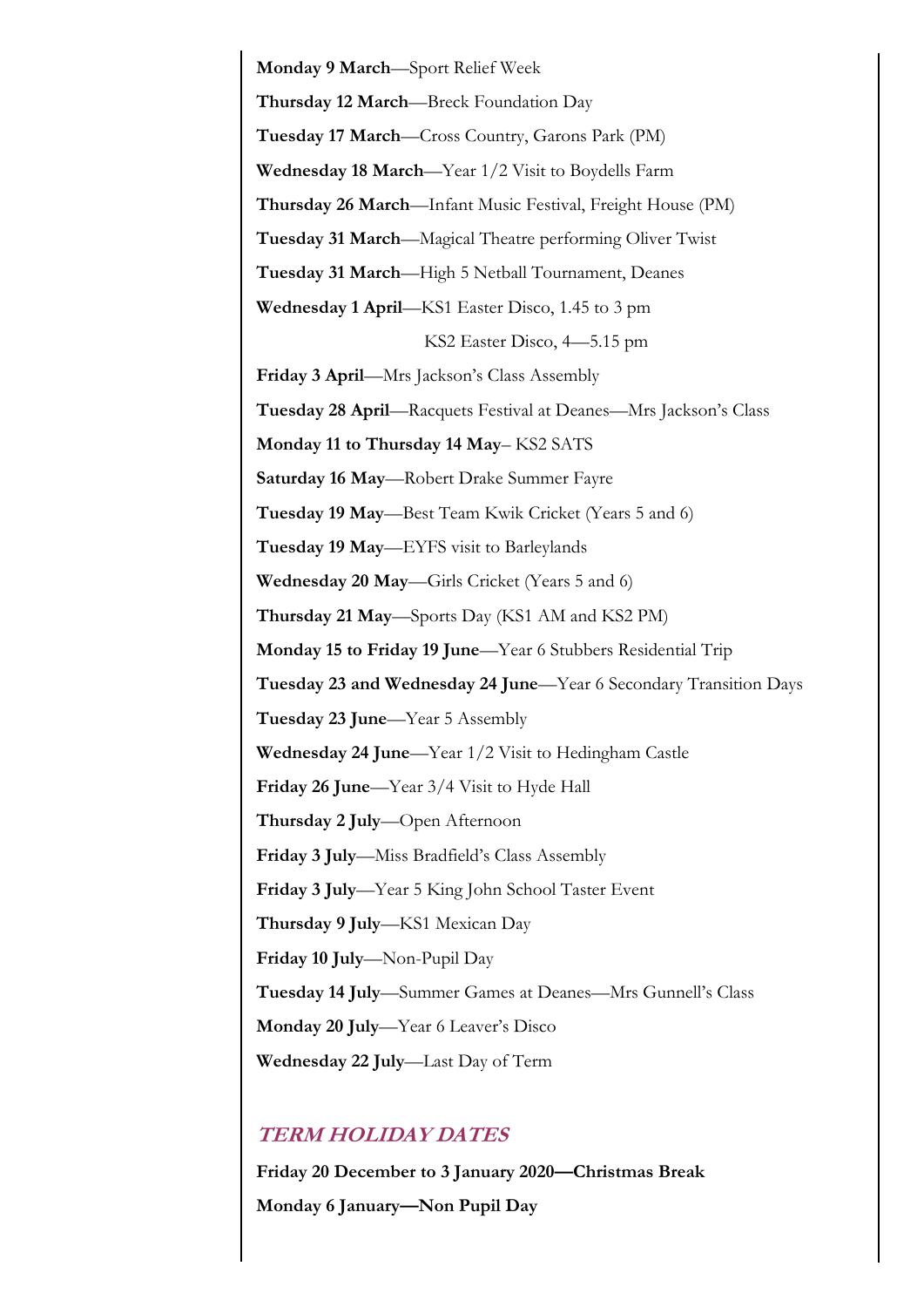**Monday 9 March**—Sport Relief Week

**Thursday 12 March**—Breck Foundation Day

**Tuesday 17 March**—Cross Country, Garons Park (PM)

**Wednesday 18 March**—Year 1/2 Visit to Boydells Farm

**Thursday 26 March**—Infant Music Festival, Freight House (PM)

**Tuesday 31 March**—Magical Theatre performing Oliver Twist

**Tuesday 31 March**—High 5 Netball Tournament, Deanes

**Wednesday 1 April**—KS1 Easter Disco, 1.45 to 3 pm

KS2 Easter Disco, 4—5.15 pm

**Friday 3 April**—Mrs Jackson's Class Assembly

**Tuesday 28 April**—Racquets Festival at Deanes—Mrs Jackson's Class

**Monday 11 to Thursday 14 May**– KS2 SATS

**Saturday 16 May**—Robert Drake Summer Fayre

**Tuesday 19 May**—Best Team Kwik Cricket (Years 5 and 6)

**Tuesday 19 May**—EYFS visit to Barleylands

**Wednesday 20 May**—Girls Cricket (Years 5 and 6)

**Thursday 21 May**—Sports Day (KS1 AM and KS2 PM)

**Monday 15 to Friday 19 June**—Year 6 Stubbers Residential Trip

**Tuesday 23 and Wednesday 24 June**—Year 6 Secondary Transition Days

**Tuesday 23 June**—Year 5 Assembly

**Wednesday 24 June**—Year 1/2 Visit to Hedingham Castle

**Friday 26 June**—Year 3/4 Visit to Hyde Hall

**Thursday 2 July**—Open Afternoon

**Friday 3 July**—Miss Bradfield's Class Assembly

**Friday 3 July**—Year 5 King John School Taster Event

**Thursday 9 July**—KS1 Mexican Day

**Friday 10 July**—Non-Pupil Day

**Tuesday 14 July**—Summer Games at Deanes—Mrs Gunnell's Class

**Monday 20 July**—Year 6 Leaver's Disco

**Wednesday 22 July**—Last Day of Term

## TERM HOLIDAY DATES

**Friday 20 December to 3 January 2020—Christmas Break**

**Monday 6 January—Non Pupil Day**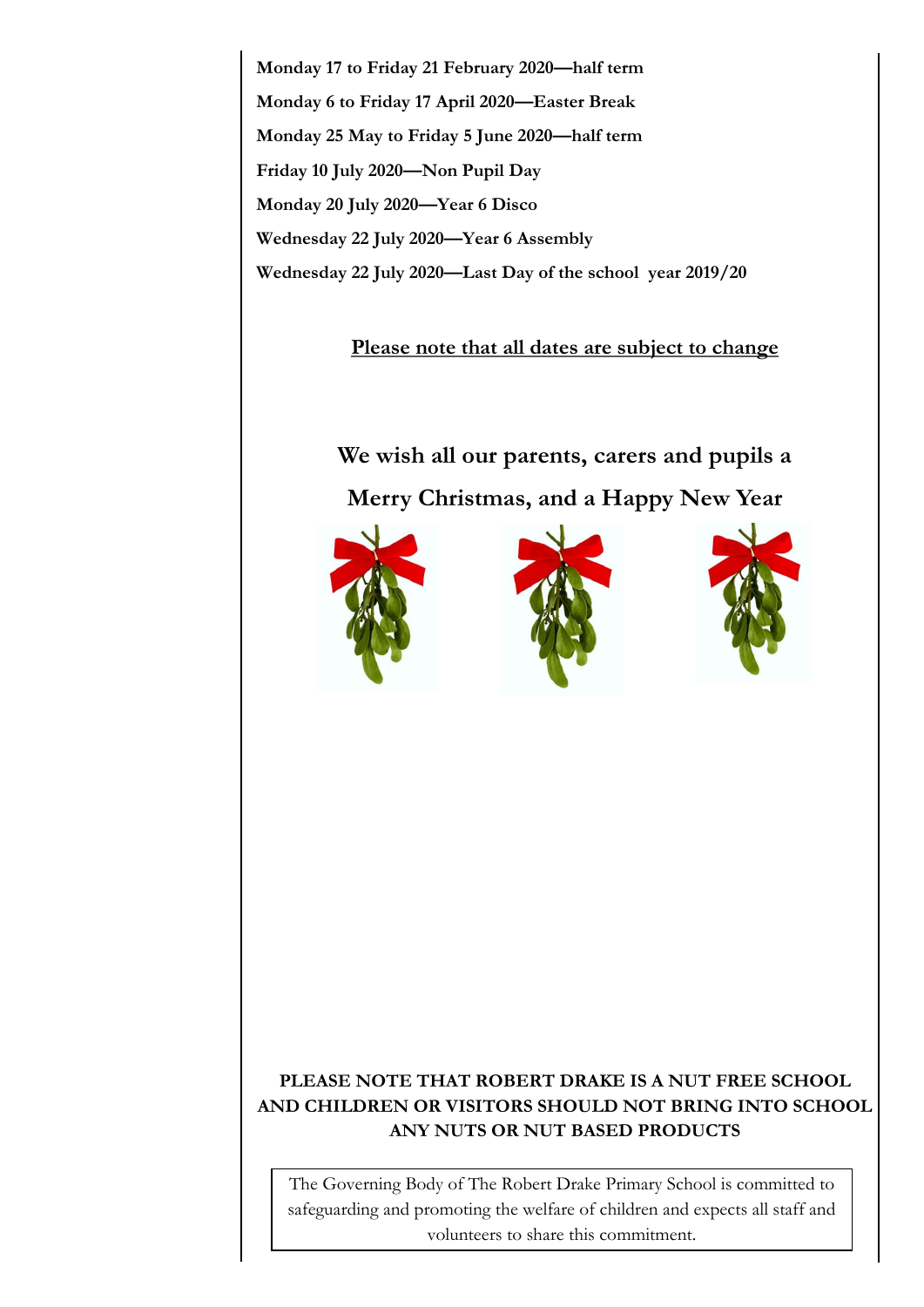**Monday 17 to Friday 21 February 2020—half term**

**Monday 6 to Friday 17 April 2020—Easter Break**

**Monday 25 May to Friday 5 June 2020—half term**

**Friday 10 July 2020—Non Pupil Day**

**Monday 20 July 2020—Year 6 Disco**

**Wednesday 22 July 2020—Year 6 Assembly**

**Wednesday 22 July 2020—Last Day of the school year 2019/20**

**Please note that all dates are subject to change**

**We wish all our parents, carers and pupils a Merry Christmas, and a Happy New Year**

**PLEASE NOTE THAT ROBERT DRAKE IS A NUT FREE SCHOOL AND CHILDREN OR VISITORS SHOULD NOT BRING INTO SCHOOL ANY NUTS OR NUT BASED PRODUCTS**

The Governing Body of The Robert Drake Primary School is committed to safeguarding and promoting the welfare of children and expects all staff and volunteers to share this commitment.